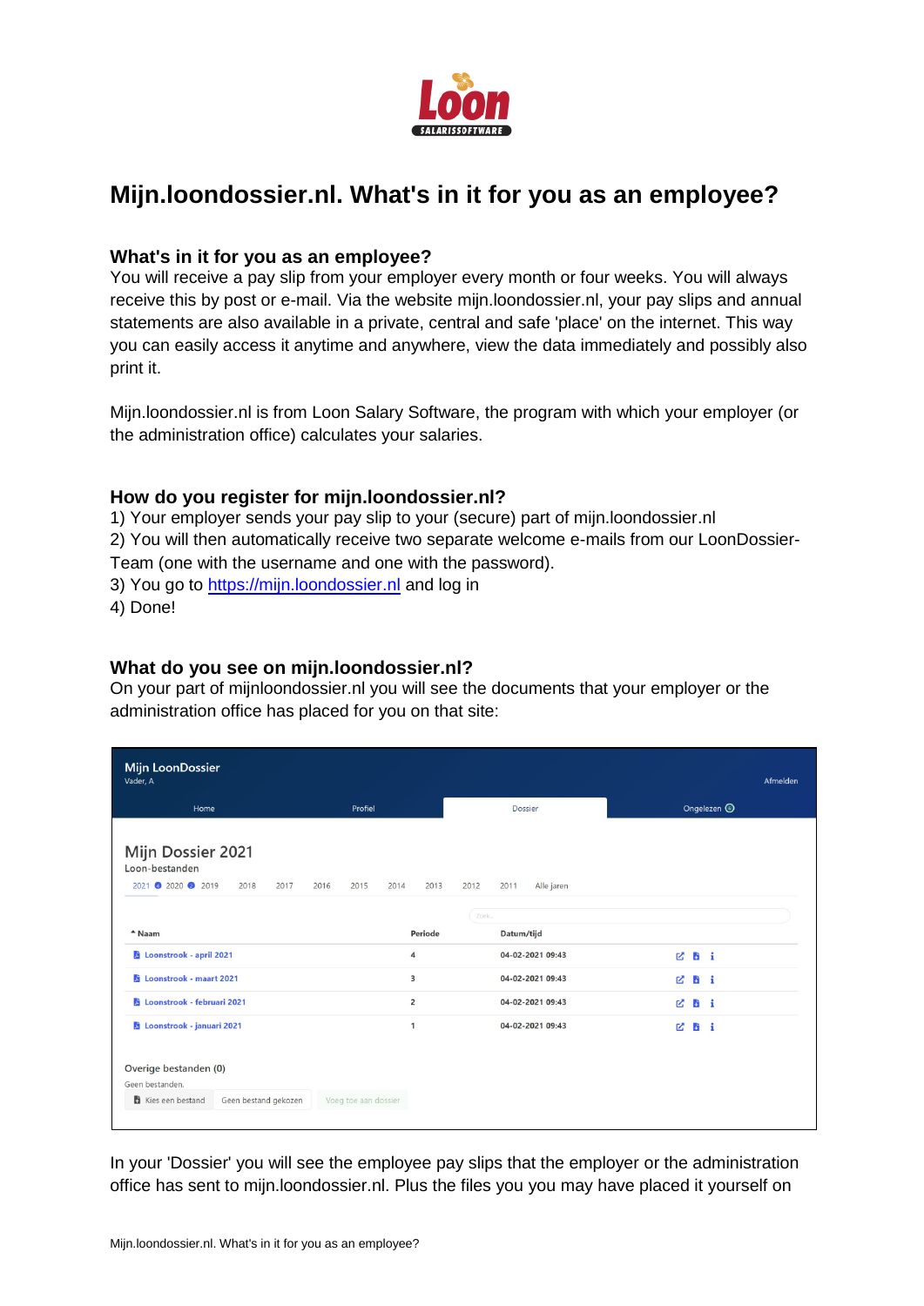# Mijn.loondossier.nl. What's in it for you as an employee?

### What's in it for you as an employee?

You will receive a pay slip from your employer every month or four weeks. You will always receive this by post or e-mail. Via the website mijn.loondossier.nl, your pay slips and annual statements are also available in a private, central and safe 'place' on the internet. This way you can easily access it anytime and anywhere, view the data immediately and possibly also print it.

Mijn.loondossier.nl is from Loon Salary Software, the program with which your employer (or the administration office) calculates your salaries.

### How do you register for mijn.loondossier.nl?

1) Your employer sends your pay slip to your (secure) part of mijn.loondossier.nl
2) You will then automatically receive two separate welcome e-mails from our LoonDossier-Team (one with the username and one with the password).
3) You go to [https://mijn.loondossier.nl](https://mijn.loondossier.nl) and log in
4) Done!

### What do you see on mijn.loondossier.nl?

On your part of mijnloondossier.nl you will see the documents that your employer or the administration office has placed for you on that site:

In your 'Dossier' you will see the employee pay slips that the employer or the administration office has sent to mijn.loondossier.nl. Plus the files you you may have placed it yourself on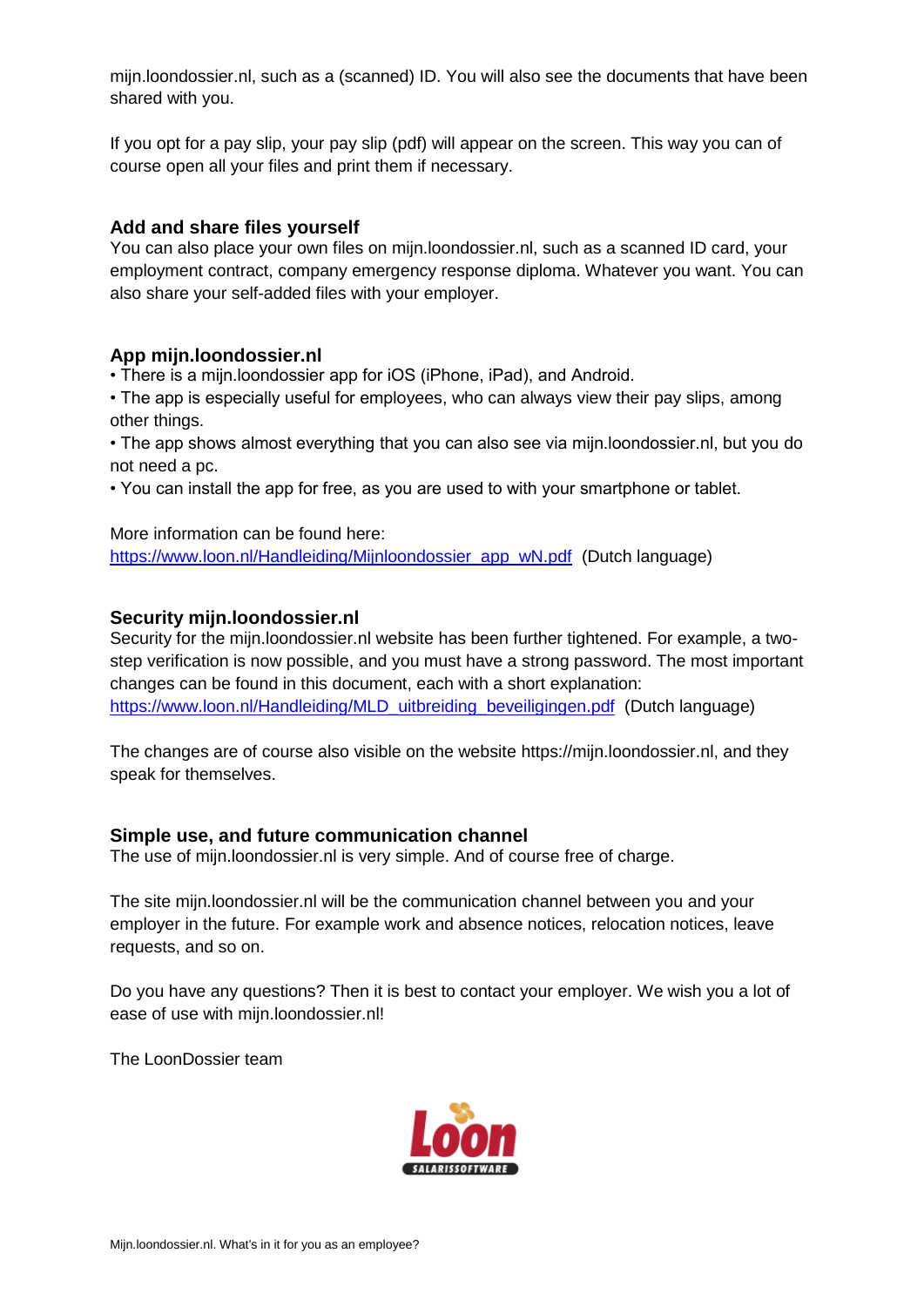mijn.loondossier.nl, such as a (scanned) ID. You will also see the documents that have been shared with you.

If you opt for a pay slip, your pay slip (pdf) will appear on the screen. This way you can of course open all your files and print them if necessary.

### Add and share files yourself

You can also place your own files on mijn.loondossier.nl, such as a scanned ID card, your employment contract, company emergency response diploma. Whatever you want. You can also share your self-added files with your employer.

### App mijn.loondossier.nl

- There is a mijn.loondossier app for iOS (iPhone, iPad), and Android.
- The app is especially useful for employees, who can always view their pay slips, among other things.
- The app shows almost everything that you can also see via mijn.loondossier.nl, but you do not need a pc.
- You can install the app for free, as you are used to with your smartphone or tablet.

More information can be found here:
https://www.loon.nl/Handleiding/Mijnloondossier_app_wN.pdf (Dutch language)

### Security mijn.loondossier.nl

Security for the mijn.loondossier.nl website has been further tightened. For example, a two-step verification is now possible, and you must have a strong password. The most important changes can be found in this document, each with a short explanation:
https://www.loon.nl/Handleiding/MLD_uitbreiding_beveiligingen.pdf (Dutch language)

The changes are of course also visible on the website https://mijn.loondossier.nl, and they speak for themselves.

### Simple use, and future communication channel

The use of mijn.loondossier.nl is very simple. And of course free of charge.

The site mijn.loondossier.nl will be the communication channel between you and your employer in the future. For example work and absence notices, relocation notices, leave requests, and so on.

Do you have any questions? Then it is best to contact your employer. We wish you a lot of ease of use with mijn.loondossier.nl!

The LoonDossier team

Loon
SALARISSOFTWARE